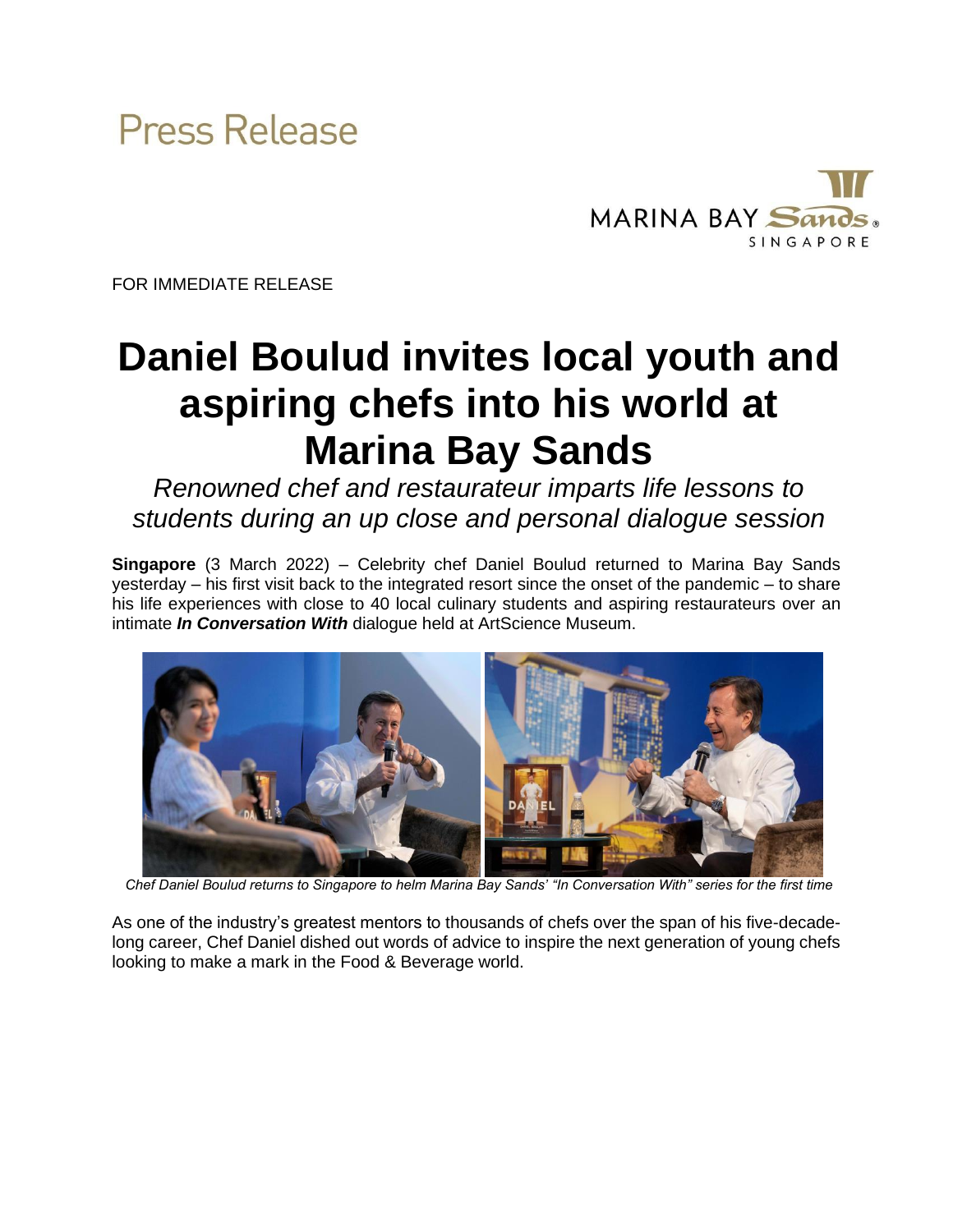Press Release

MARINA BAY Sands
SINGAPORE

FOR IMMEDIATE RELEASE

# Daniel Boulud invites local youth and aspiring chefs into his world at Marina Bay Sands

*Renowned chef and restaurateur imparts life lessons to students during an up close and personal dialogue session*

**Singapore** (3 March 2022) – Celebrity chef Daniel Boulud returned to Marina Bay Sands yesterday – his first visit back to the integrated resort since the onset of the pandemic – to share his life experiences with close to 40 local culinary students and aspiring restaurateurs over an intimate ***In Conversation With*** dialogue held at ArtScience Museum.

*Chef Daniel Boulud returns to Singapore to helm Marina Bay Sands' "In Conversation With" series for the first time*

As one of the industry's greatest mentors to thousands of chefs over the span of his five-decade-long career, Chef Daniel dished out words of advice to inspire the next generation of young chefs looking to make a mark in the Food & Beverage world.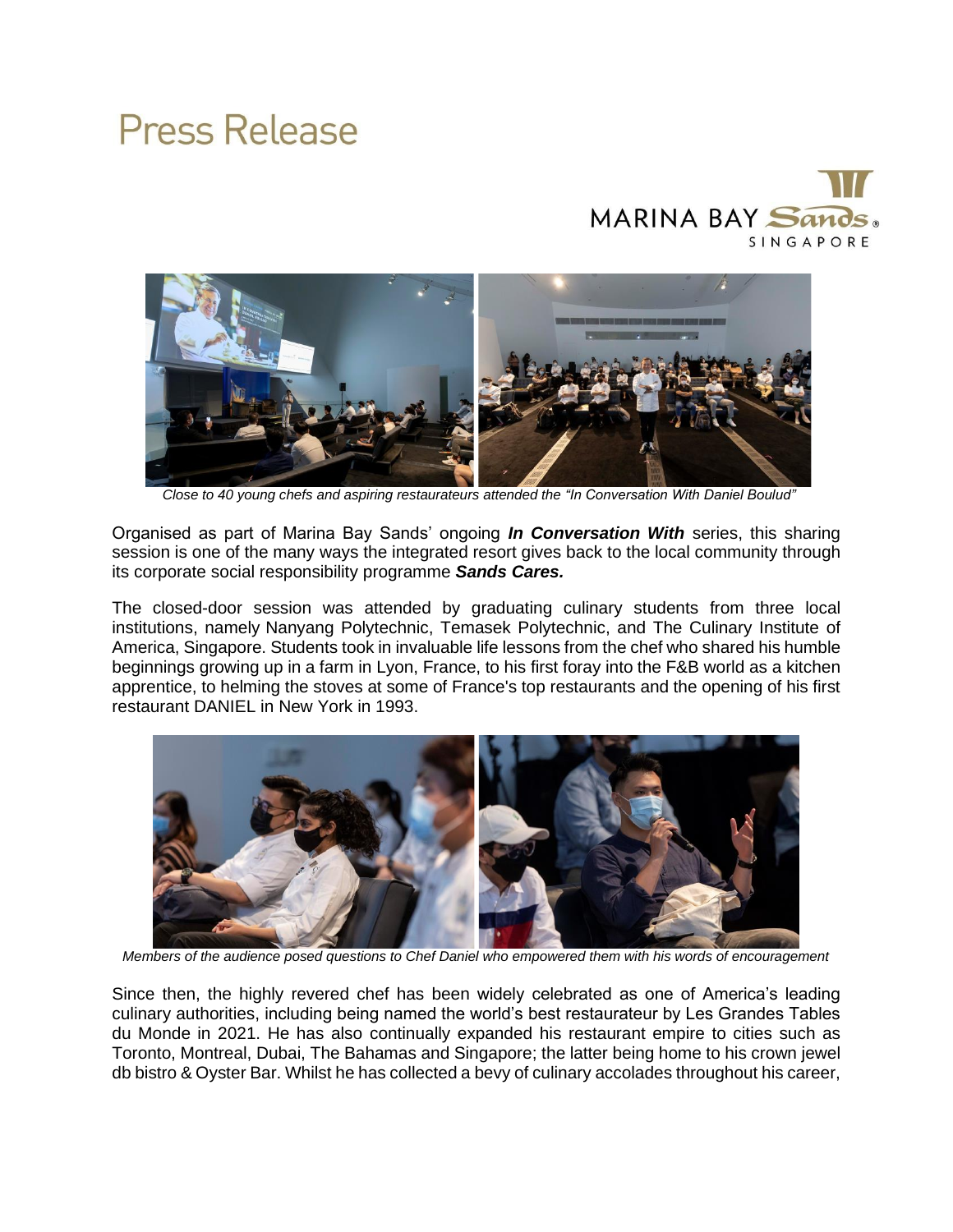Close to 40 young chefs and aspiring restaurateurs attended the "In Conversation With Daniel Boulud"

Organised as part of Marina Bay Sands' ongoing ***In Conversation With*** series, this sharing session is one of the many ways the integrated resort gives back to the local community through its corporate social responsibility programme ***Sands Cares.***

The closed-door session was attended by graduating culinary students from three local institutions, namely Nanyang Polytechnic, Temasek Polytechnic, and The Culinary Institute of America, Singapore. Students took in invaluable life lessons from the chef who shared his humble beginnings growing up in a farm in Lyon, France, to his first foray into the F&B world as a kitchen apprentice, to helming the stoves at some of France's top restaurants and the opening of his first restaurant DANIEL in New York in 1993.

Members of the audience posed questions to Chef Daniel who empowered them with his words of encouragement

Since then, the highly revered chef has been widely celebrated as one of America's leading culinary authorities, including being named the world's best restaurateur by Les Grandes Tables du Monde in 2021. He has also continually expanded his restaurant empire to cities such as Toronto, Montreal, Dubai, The Bahamas and Singapore; the latter being home to his crown jewel db bistro & Oyster Bar. Whilst he has collected a bevy of culinary accolades throughout his career,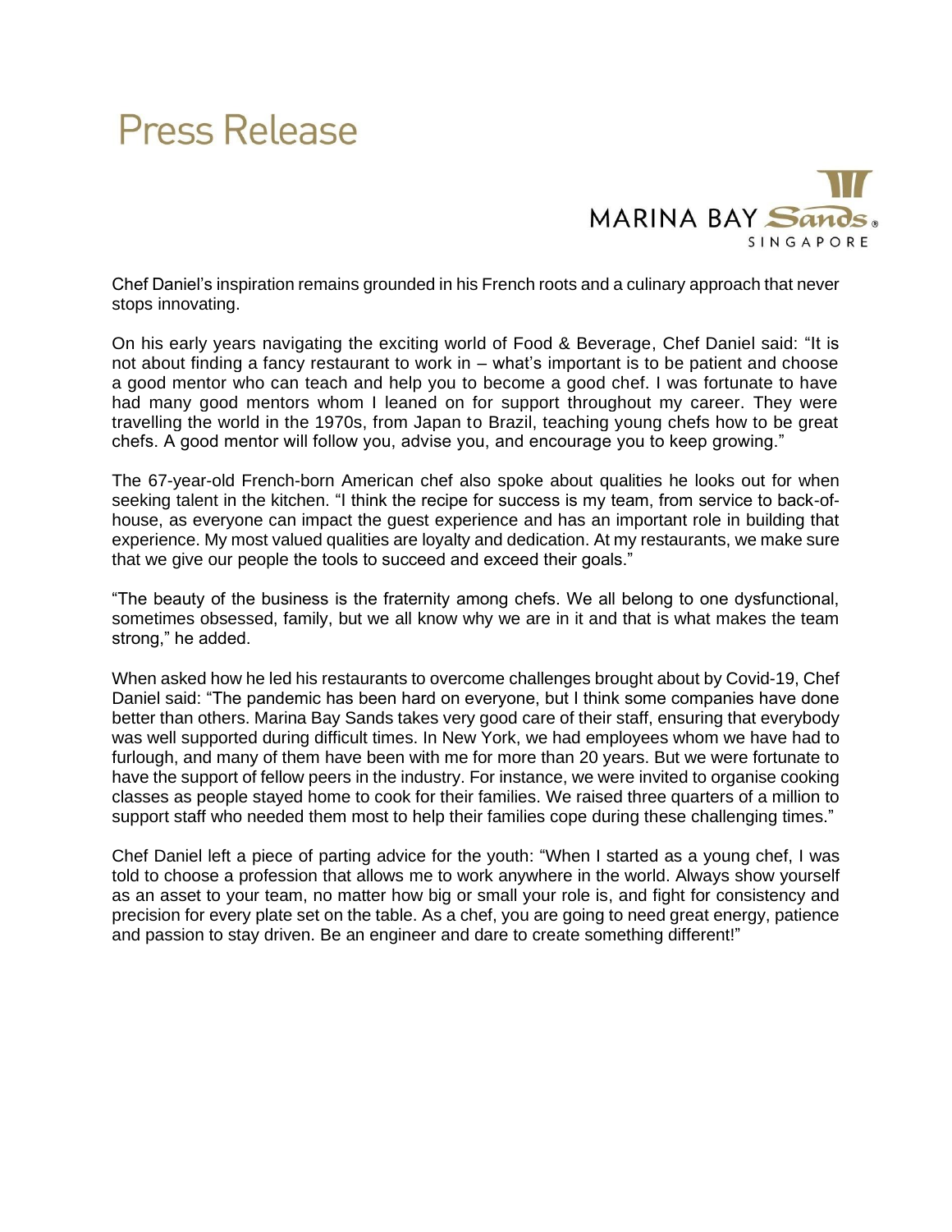Chef Daniel's inspiration remains grounded in his French roots and a culinary approach that never stops innovating.

On his early years navigating the exciting world of Food & Beverage, Chef Daniel said: "It is not about finding a fancy restaurant to work in – what's important is to be patient and choose a good mentor who can teach and help you to become a good chef. I was fortunate to have had many good mentors whom I leaned on for support throughout my career. They were travelling the world in the 1970s, from Japan to Brazil, teaching young chefs how to be great chefs. A good mentor will follow you, advise you, and encourage you to keep growing."

The 67-year-old French-born American chef also spoke about qualities he looks out for when seeking talent in the kitchen. "I think the recipe for success is my team, from service to back-of-house, as everyone can impact the guest experience and has an important role in building that experience. My most valued qualities are loyalty and dedication. At my restaurants, we make sure that we give our people the tools to succeed and exceed their goals."

"The beauty of the business is the fraternity among chefs. We all belong to one dysfunctional, sometimes obsessed, family, but we all know why we are in it and that is what makes the team strong," he added.

When asked how he led his restaurants to overcome challenges brought about by Covid-19, Chef Daniel said: "The pandemic has been hard on everyone, but I think some companies have done better than others. Marina Bay Sands takes very good care of their staff, ensuring that everybody was well supported during difficult times. In New York, we had employees whom we have had to furlough, and many of them have been with me for more than 20 years. But we were fortunate to have the support of fellow peers in the industry. For instance, we were invited to organise cooking classes as people stayed home to cook for their families. We raised three quarters of a million to support staff who needed them most to help their families cope during these challenging times."

Chef Daniel left a piece of parting advice for the youth: "When I started as a young chef, I was told to choose a profession that allows me to work anywhere in the world. Always show yourself as an asset to your team, no matter how big or small your role is, and fight for consistency and precision for every plate set on the table. As a chef, you are going to need great energy, patience and passion to stay driven. Be an engineer and dare to create something different!"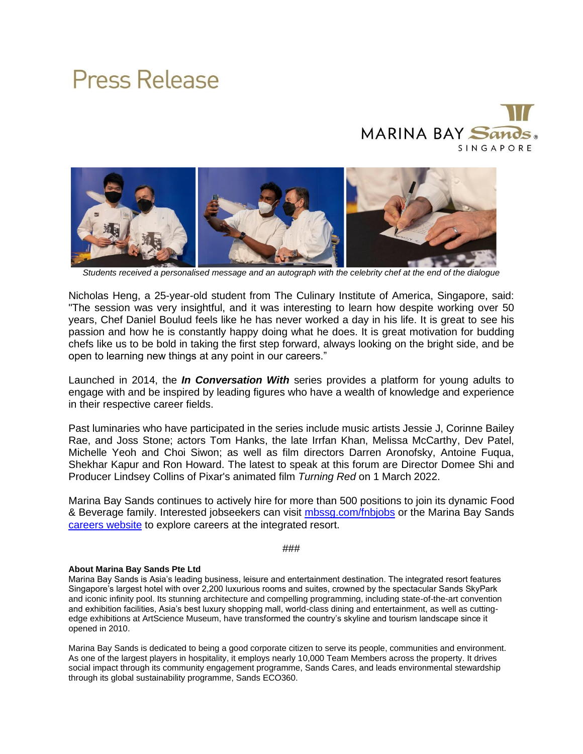# Press Release

Students received a personalised message and an autograph with the celebrity chef at the end of the dialogue

Nicholas Heng, a 25-year-old student from The Culinary Institute of America, Singapore, said: "The session was very insightful, and it was interesting to learn how despite working over 50 years, Chef Daniel Boulud feels like he has never worked a day in his life. It is great to see his passion and how he is constantly happy doing what he does. It is great motivation for budding chefs like us to be bold in taking the first step forward, always looking on the bright side, and be open to learning new things at any point in our careers."

Launched in 2014, the ***In Conversation With*** series provides a platform for young adults to engage with and be inspired by leading figures who have a wealth of knowledge and experience in their respective career fields.

Past luminaries who have participated in the series include music artists Jessie J, Corinne Bailey Rae, and Joss Stone; actors Tom Hanks, the late Irrfan Khan, Melissa McCarthy, Dev Patel, Michelle Yeoh and Choi Siwon; as well as film directors Darren Aronofsky, Antoine Fuqua, Shekhar Kapur and Ron Howard. The latest to speak at this forum are Director Domee Shi and Producer Lindsey Collins of Pixar's animated film *Turning Red* on 1 March 2022.

Marina Bay Sands continues to actively hire for more than 500 positions to join its dynamic Food & Beverage family. Interested jobseekers can visit [mbssg.com/fnbjobs](mbssg.com/fnbjobs) or the Marina Bay Sands [careers website](careers website) to explore careers at the integrated resort.

###

**About Marina Bay Sands Pte Ltd**

Marina Bay Sands is Asia's leading business, leisure and entertainment destination. The integrated resort features Singapore's largest hotel with over 2,200 luxurious rooms and suites, crowned by the spectacular Sands SkyPark and iconic infinity pool. Its stunning architecture and compelling programming, including state-of-the-art convention and exhibition facilities, Asia's best luxury shopping mall, world-class dining and entertainment, as well as cutting-edge exhibitions at ArtScience Museum, have transformed the country's skyline and tourism landscape since it opened in 2010.

Marina Bay Sands is dedicated to being a good corporate citizen to serve its people, communities and environment. As one of the largest players in hospitality, it employs nearly 10,000 Team Members across the property. It drives social impact through its community engagement programme, Sands Cares, and leads environmental stewardship through its global sustainability programme, Sands ECO360.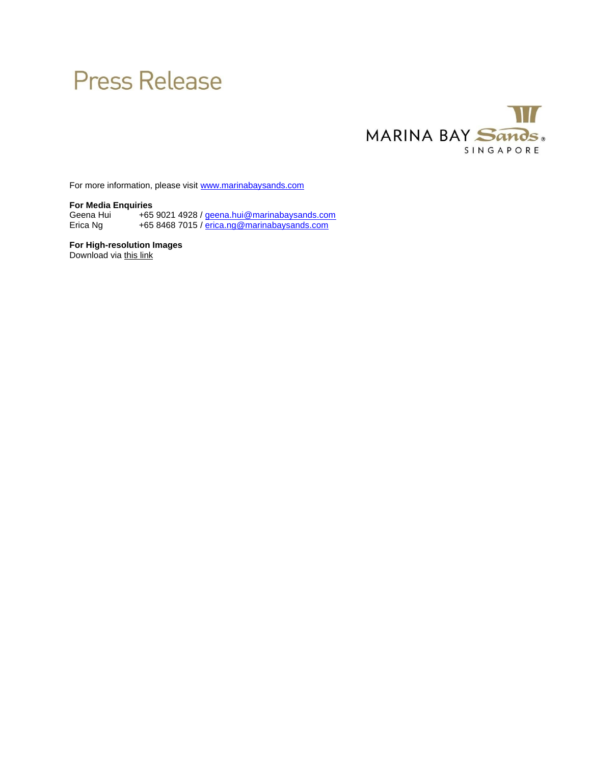# Press Release

MARINA BAY Sands
SINGAPORE

For more information, please visit www.marinabaysands.com

**For Media Enquiries**
Geena Hui +65 9021 4928 / geena.hui@marinabaysands.com
Erica Ng +65 8468 7015 / erica.ng@marinabaysands.com

**For High-resolution Images**
Download via this link